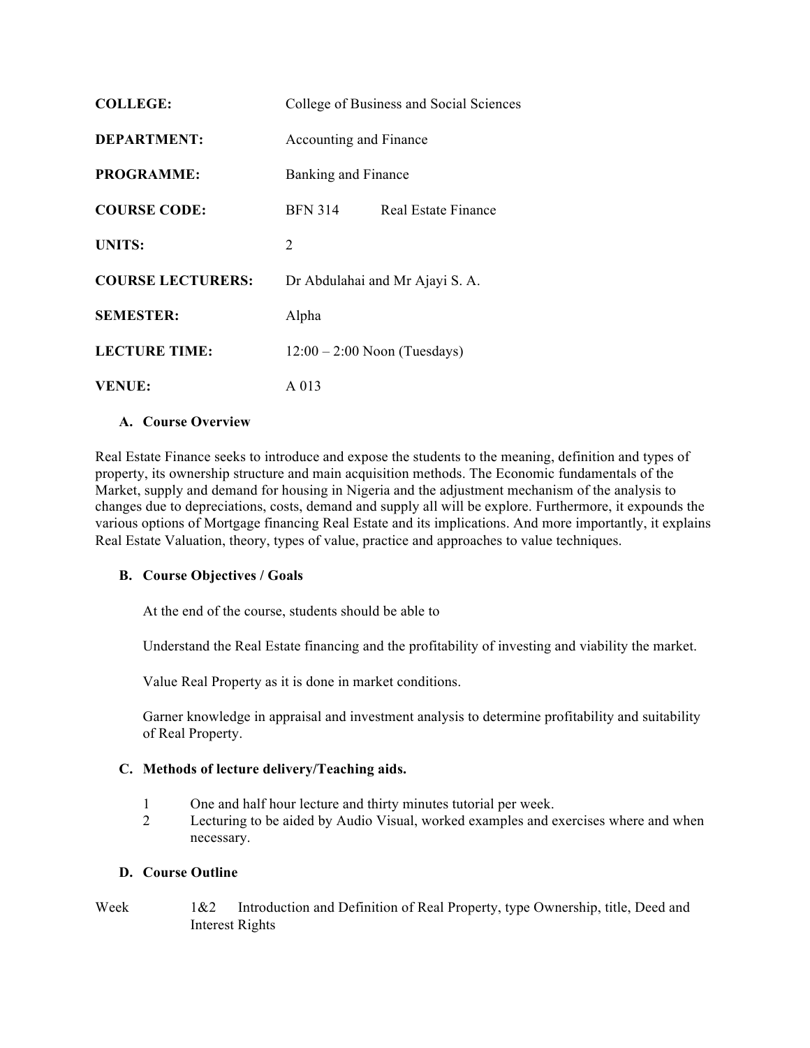**COLLEGE:** College of Business and Social Sciences

**DEPARTMENT:** Accounting and Finance

**PROGRAMME:** Banking and Finance

**COURSE CODE:** BFN 314 Real Estate Finance

**UNITS:** 2

**COURSE LECTURERS:** Dr Abdulahai and Mr Ajayi S. A.

**SEMESTER:** Alpha

**LECTURE TIME:** 12:00 – 2:00 Noon (Tuesdays)

**VENUE:** A 013

### A. Course Overview

Real Estate Finance seeks to introduce and expose the students to the meaning, definition and types of property, its ownership structure and main acquisition methods. The Economic fundamentals of the Market, supply and demand for housing in Nigeria and the adjustment mechanism of the analysis to changes due to depreciations, costs, demand and supply all will be explore. Furthermore, it expounds the various options of Mortgage financing Real Estate and its implications. And more importantly, it explains Real Estate Valuation, theory, types of value, practice and approaches to value techniques.

### B. Course Objectives / Goals

At the end of the course, students should be able to

Understand the Real Estate financing and the profitability of investing and viability the market.

Value Real Property as it is done in market conditions.

Garner knowledge in appraisal and investment analysis to determine profitability and suitability of Real Property.

### C. Methods of lecture delivery/Teaching aids.

1. One and half hour lecture and thirty minutes tutorial per week.
2. Lecturing to be aided by Audio Visual, worked examples and exercises where and when necessary.

### D. Course Outline

Week 1&2 Introduction and Definition of Real Property, type Ownership, title, Deed and Interest Rights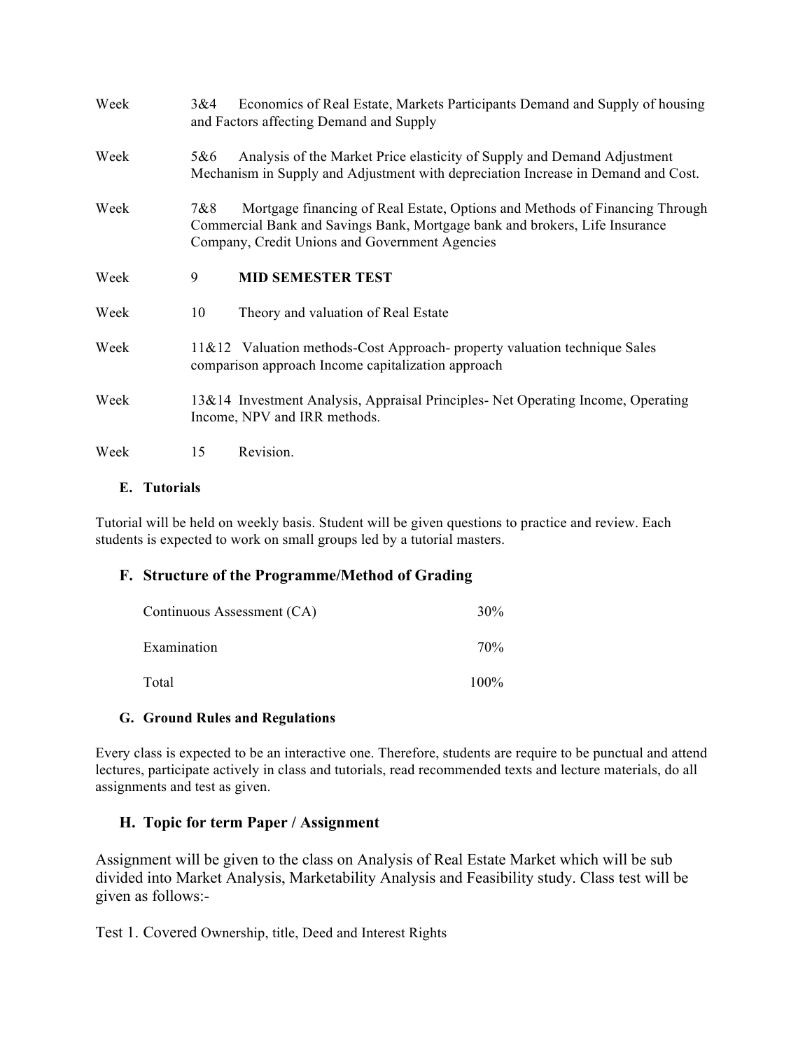| | | |
|---|---|---|
| Week | 3&4 | Economics of Real Estate, Markets Participants Demand and Supply of housing and Factors affecting Demand and Supply |
| Week | 5&6 | Analysis of the Market Price elasticity of Supply and Demand Adjustment Mechanism in Supply and Adjustment with depreciation Increase in Demand and Cost. |
| Week | 7&8 | Mortgage financing of Real Estate, Options and Methods of Financing Through Commercial Bank and Savings Bank, Mortgage bank and brokers, Life Insurance Company, Credit Unions and Government Agencies |
| Week | 9 | **MID SEMESTER TEST** |
| Week | 10 | Theory and valuation of Real Estate |
| Week | 11&12 | Valuation methods-Cost Approach- property valuation technique Sales comparison approach Income capitalization approach |
| Week | 13&14 | Investment Analysis, Appraisal Principles- Net Operating Income, Operating Income, NPV and IRR methods. |
| Week | 15 | Revision. |

### E. Tutorials

Tutorial will be held on weekly basis. Student will be given questions to practice and review. Each students is expected to work on small groups led by a tutorial masters.

## F. Structure of the Programme/Method of Grading

| | |
|---|---|
| Continuous Assessment (CA) | 30% |
| Examination | 70% |
| Total | 100% |

### G. Ground Rules and Regulations

Every class is expected to be an interactive one. Therefore, students are require to be punctual and attend lectures, participate actively in class and tutorials, read recommended texts and lecture materials, do all assignments and test as given.

## H. Topic for term Paper / Assignment

Assignment will be given to the class on Analysis of Real Estate Market which will be sub divided into Market Analysis, Marketability Analysis and Feasibility study. Class test will be given as follows:-

Test 1. Covered Ownership, title, Deed and Interest Rights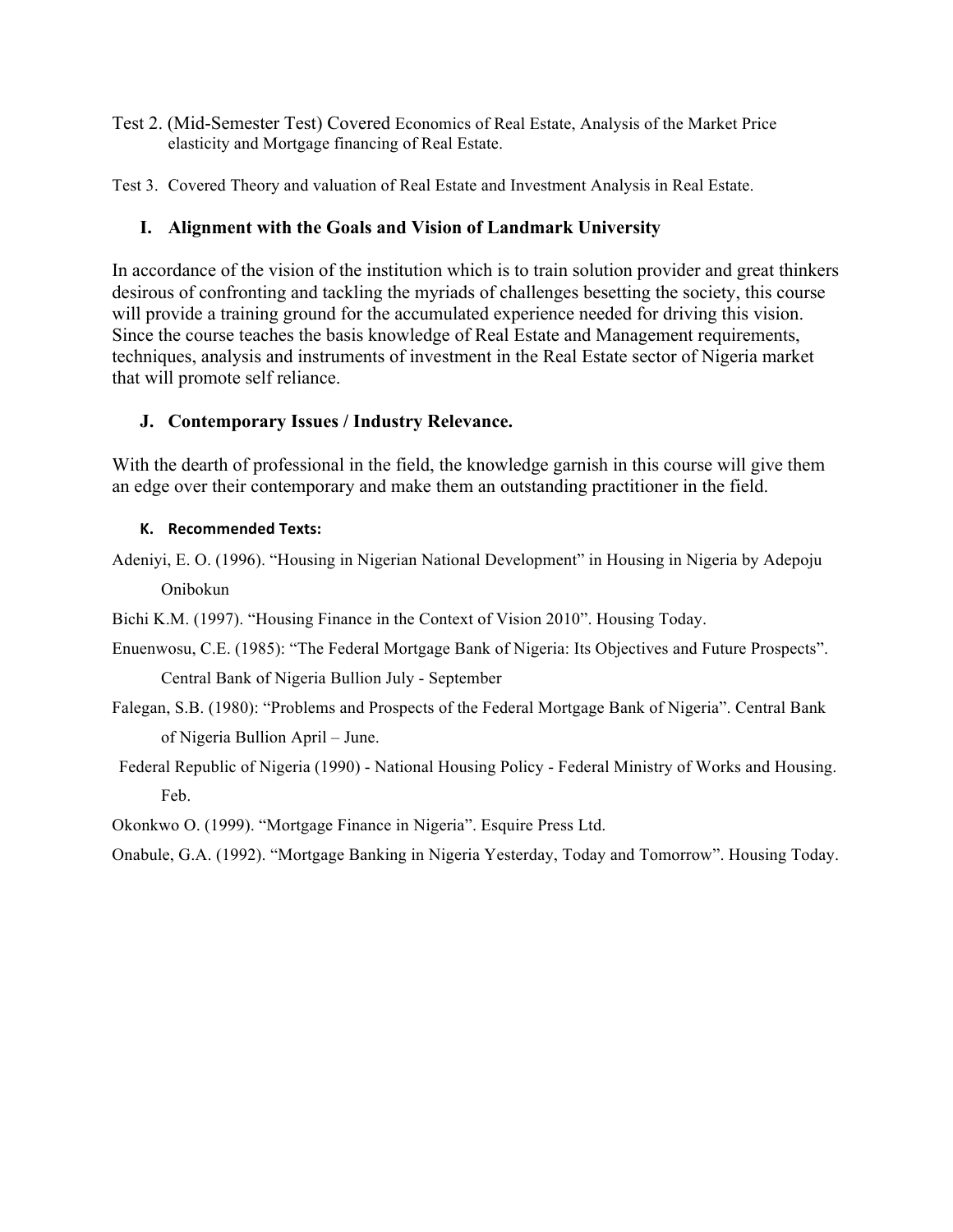Test 2. (Mid-Semester Test) Covered Economics of Real Estate, Analysis of the Market Price elasticity and Mortgage financing of Real Estate.

Test 3. Covered Theory and valuation of Real Estate and Investment Analysis in Real Estate.

## I. Alignment with the Goals and Vision of Landmark University

In accordance of the vision of the institution which is to train solution provider and great thinkers desirous of confronting and tackling the myriads of challenges besetting the society, this course will provide a training ground for the accumulated experience needed for driving this vision. Since the course teaches the basis knowledge of Real Estate and Management requirements, techniques, analysis and instruments of investment in the Real Estate sector of Nigeria market that will promote self reliance.

## J. Contemporary Issues / Industry Relevance.

With the dearth of professional in the field, the knowledge garnish in this course will give them an edge over their contemporary and make them an outstanding practitioner in the field.

### K. Recommended Texts:

Adeniyi, E. O. (1996). "Housing in Nigerian National Development" in Housing in Nigeria by Adepoju Onibokun

Bichi K.M. (1997). "Housing Finance in the Context of Vision 2010". Housing Today.

Enuenwosu, C.E. (1985): "The Federal Mortgage Bank of Nigeria: Its Objectives and Future Prospects". Central Bank of Nigeria Bullion July - September

Falegan, S.B. (1980): "Problems and Prospects of the Federal Mortgage Bank of Nigeria". Central Bank of Nigeria Bullion April – June.

Federal Republic of Nigeria (1990) - National Housing Policy - Federal Ministry of Works and Housing. Feb.

Okonkwo O. (1999). "Mortgage Finance in Nigeria". Esquire Press Ltd.

Onabule, G.A. (1992). "Mortgage Banking in Nigeria Yesterday, Today and Tomorrow". Housing Today.